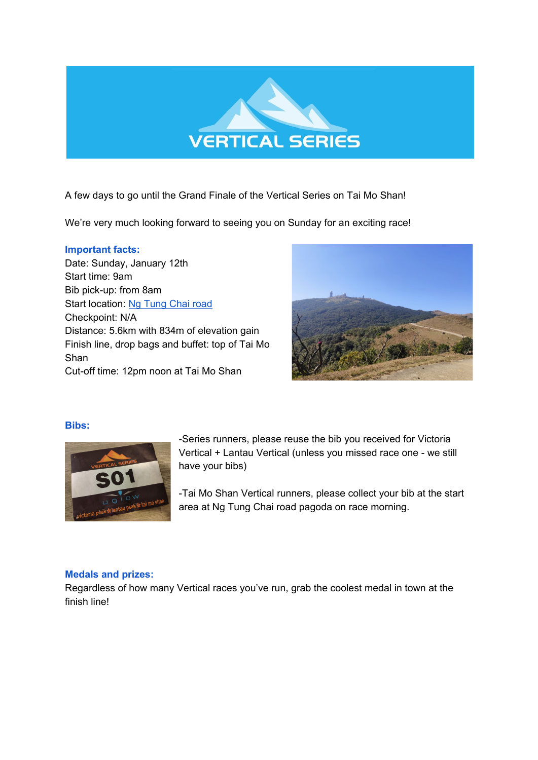# VERTICAL SERIES

A few days to go until the Grand Finale of the Vertical Series on Tai Mo Shan!

We're very much looking forward to seeing you on Sunday for an exciting race!

## Important facts:

Date: Sunday, January 12th
Start time: 9am
Bib pick-up: from 8am
Start location: [Ng Tung Chai road]
Checkpoint: N/A
Distance: 5.6km with 834m of elevation gain
Finish line, drop bags and buffet: top of Tai Mo Shan
Cut-off time: 12pm noon at Tai Mo Shan

## Bibs:

-Series runners, please reuse the bib you received for Victoria Vertical + Lantau Vertical (unless you missed race one - we still have your bibs)

-Tai Mo Shan Vertical runners, please collect your bib at the start area at Ng Tung Chai road pagoda on race morning.

## Medals and prizes:

Regardless of how many Vertical races you've run, grab the coolest medal in town at the finish line!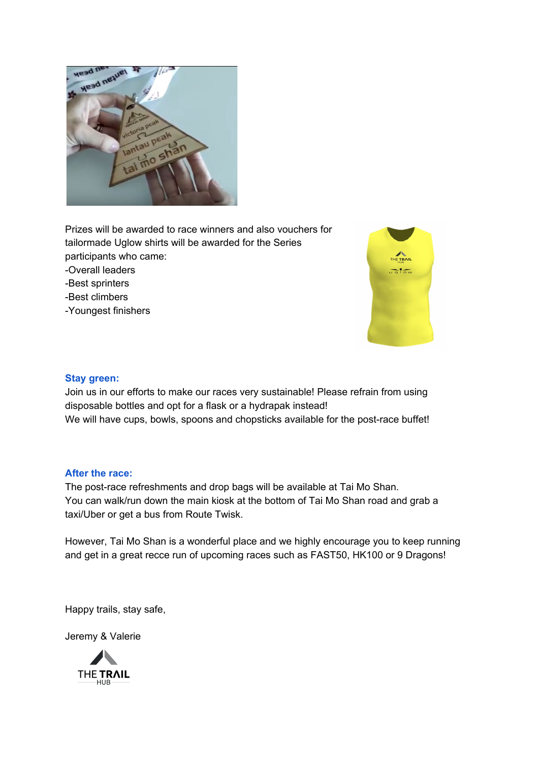Prizes will be awarded to race winners and also vouchers for tailormade Uglow shirts will be awarded for the Series participants who came:

- Overall leaders
- Best sprinters
- Best climbers
- Youngest finishers

**Stay green:**

Join us in our efforts to make our races very sustainable! Please refrain from using disposable bottles and opt for a flask or a hydrapak instead!

We will have cups, bowls, spoons and chopsticks available for the post-race buffet!

**After the race:**

The post-race refreshments and drop bags will be available at Tai Mo Shan.

You can walk/run down the main kiosk at the bottom of Tai Mo Shan road and grab a taxi/Uber or get a bus from Route Twisk.

However, Tai Mo Shan is a wonderful place and we highly encourage you to keep running and get in a great recce run of upcoming races such as FAST50, HK100 or 9 Dragons!

Happy trails, stay safe,

Jeremy & Valerie

THE TRAIL HUB